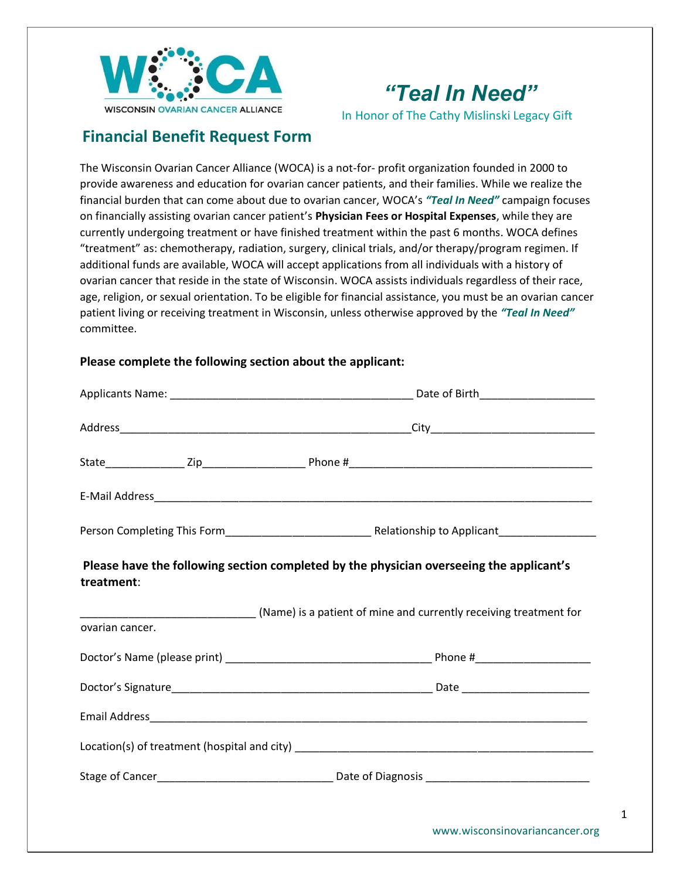WISCONSIN OVARIAN CANCER ALLIANCE

# *"Teal In Need"*

In Honor of The Cathy Mislinski Legacy Gift

## Financial Benefit Request Form

The Wisconsin Ovarian Cancer Alliance (WOCA) is a not-for- profit organization founded in 2000 to provide awareness and education for ovarian cancer patients, and their families. While we realize the financial burden that can come about due to ovarian cancer, WOCA's ***"Teal In Need"*** campaign focuses on financially assisting ovarian cancer patient's **Physician Fees or Hospital Expenses**, while they are currently undergoing treatment or have finished treatment within the past 6 months. WOCA defines "treatment" as: chemotherapy, radiation, surgery, clinical trials, and/or therapy/program regimen. If additional funds are available, WOCA will accept applications from all individuals with a history of ovarian cancer that reside in the state of Wisconsin. WOCA assists individuals regardless of their race, age, religion, or sexual orientation. To be eligible for financial assistance, you must be an ovarian cancer patient living or receiving treatment in Wisconsin, unless otherwise approved by the ***"Teal In Need"*** committee.

**Please complete the following section about the applicant:**

Applicants Name: ________________________________________ Date of Birth__________________

Address________________________________________________City__________________________

State_____________ Zip________________ Phone #_______________________________________

E-Mail Address__________________________________________________________________________

Person Completing This Form_______________________ Relationship to Applicant________________

**Please have the following section completed by the physician overseeing the applicant's treatment**:

_____________________________ (Name) is a patient of mine and currently receiving treatment for ovarian cancer.

Doctor's Name (please print) __________________________________ Phone #__________________

Doctor's Signature___________________________________________ Date _____________________

Email Address___________________________________________________________________________

Location(s) of treatment (hospital and city) ________________________________________________

Stage of Cancer____________________________ Date of Diagnosis ___________________________

www.wisconsinovariancancer.org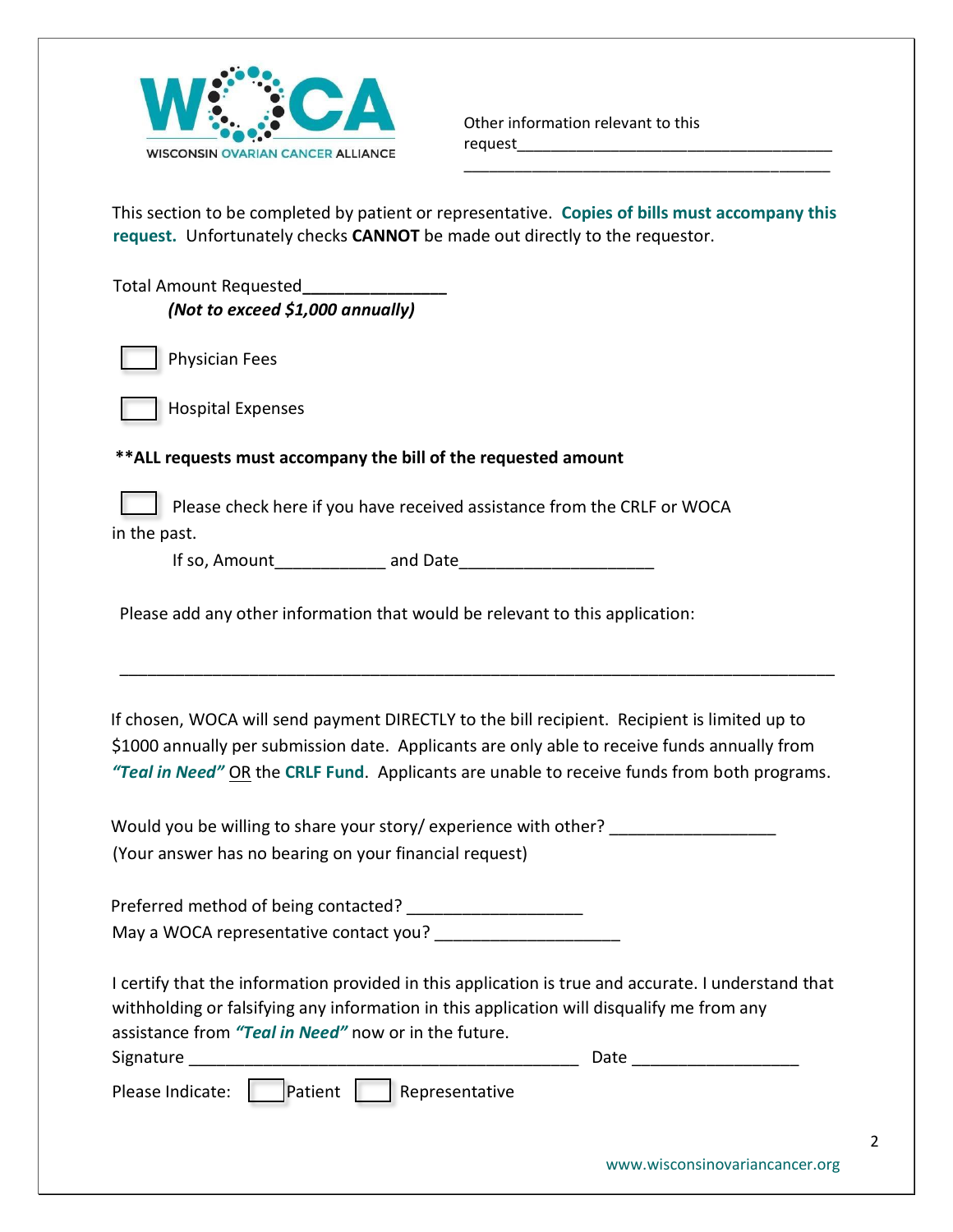WISCONSIN OVARIAN CANCER ALLIANCE

Other information relevant to this request_____________________________________
___________________________________________

This section to be completed by patient or representative. **Copies of bills must accompany this request.** Unfortunately checks **CANNOT** be made out directly to the requestor.

Total Amount Requested_______________
***(Not to exceed $1,000 annually)***

☐ Physician Fees

☐ Hospital Expenses

****ALL requests must accompany the bill of the requested amount**

☐ Please check here if you have received assistance from the CRLF or WOCA in the past.

If so, Amount____________ and Date____________________

Please add any other information that would be relevant to this application:

_______________________________________________________________________________

If chosen, WOCA will send payment DIRECTLY to the bill recipient. Recipient is limited up to $1000 annually per submission date. Applicants are only able to receive funds annually from ***"Teal in Need"*** OR the **CRLF Fund**. Applicants are unable to receive funds from both programs.

Would you be willing to share your story/ experience with other? _________________
(Your answer has no bearing on your financial request)

Preferred method of being contacted? __________________
May a WOCA representative contact you? ___________________

I certify that the information provided in this application is true and accurate. I understand that withholding or falsifying any information in this application will disqualify me from any assistance from ***"Teal in Need"*** now or in the future.

Signature _________________________________________ Date _________________

Please Indicate: ☐ Patient ☐ Representative

www.wisconsinovariancancer.org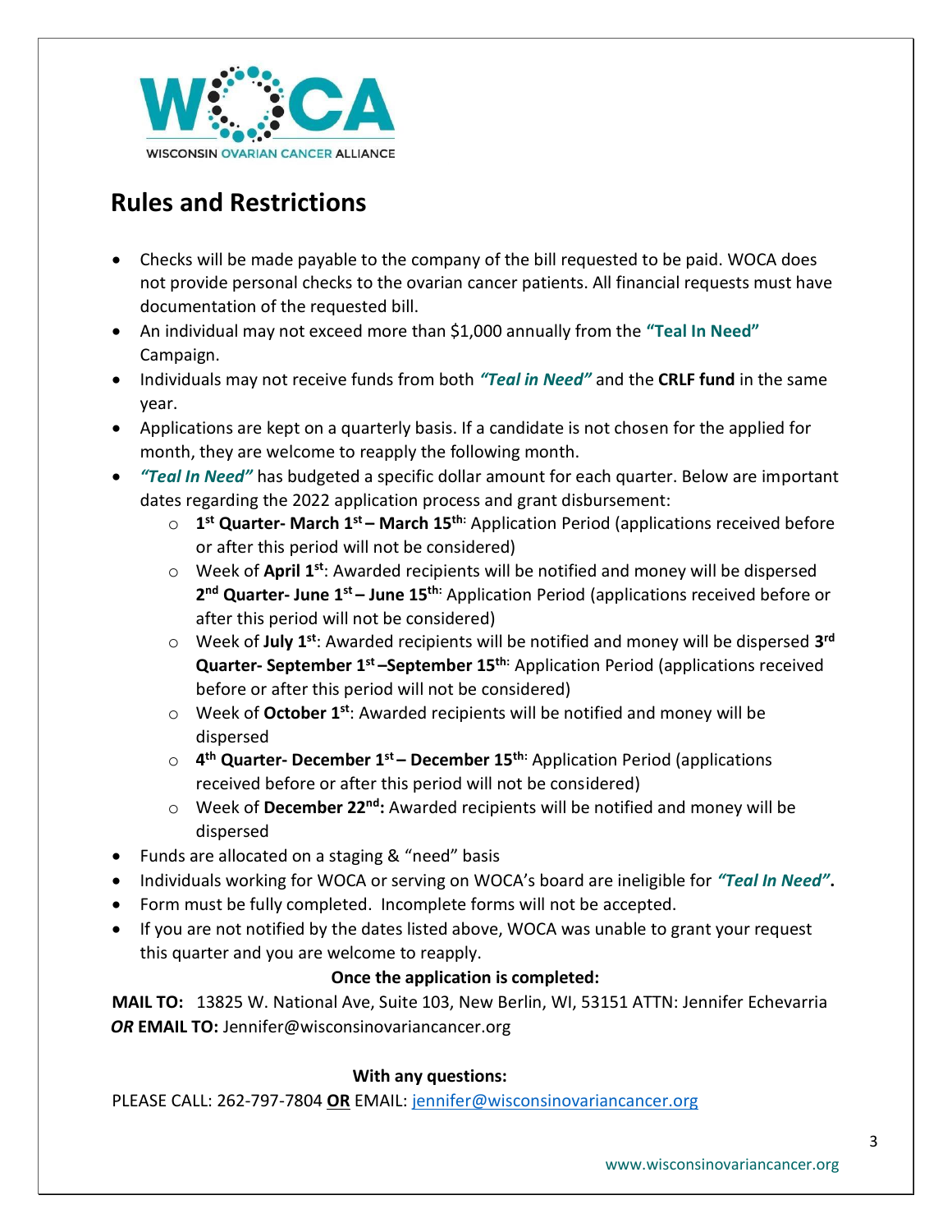WISCONSIN OVARIAN CANCER ALLIANCE

# Rules and Restrictions

- Checks will be made payable to the company of the bill requested to be paid. WOCA does not provide personal checks to the ovarian cancer patients. All financial requests must have documentation of the requested bill.
- An individual may not exceed more than $1,000 annually from the **"Teal In Need"** Campaign.
- Individuals may not receive funds from both ***"Teal in Need"*** and the **CRLF fund** in the same year.
- Applications are kept on a quarterly basis. If a candidate is not chosen for the applied for month, they are welcome to reapply the following month.
- ***"Teal In Need"*** has budgeted a specific dollar amount for each quarter. Below are important dates regarding the 2022 application process and grant disbursement:
    - **1st Quarter- March 1st – March 15th:** Application Period (applications received before or after this period will not be considered)
    - Week of **April 1st**: Awarded recipients will be notified and money will be dispersed **2nd Quarter- June 1st – June 15th:** Application Period (applications received before or after this period will not be considered)
    - Week of **July 1st**: Awarded recipients will be notified and money will be dispersed **3rd Quarter- September 1st –September 15th:** Application Period (applications received before or after this period will not be considered)
    - Week of **October 1st**: Awarded recipients will be notified and money will be dispersed
    - **4th Quarter- December 1st – December 15th:** Application Period (applications received before or after this period will not be considered)
    - Week of **December 22nd:** Awarded recipients will be notified and money will be dispersed
- Funds are allocated on a staging & "need" basis
- Individuals working for WOCA or serving on WOCA's board are ineligible for ***"Teal In Need"*.**
- Form must be fully completed. Incomplete forms will not be accepted.
- If you are not notified by the dates listed above, WOCA was unable to grant your request this quarter and you are welcome to reapply.

**Once the application is completed:**

**MAIL TO:** 13825 W. National Ave, Suite 103, New Berlin, WI, 53151 ATTN: Jennifer Echevarria
***OR*** **EMAIL TO:** Jennifer@wisconsinovariancancer.org

**With any questions:**

PLEASE CALL: 262-797-7804 **OR** EMAIL: jennifer@wisconsinovariancancer.org

www.wisconsinovariancancer.org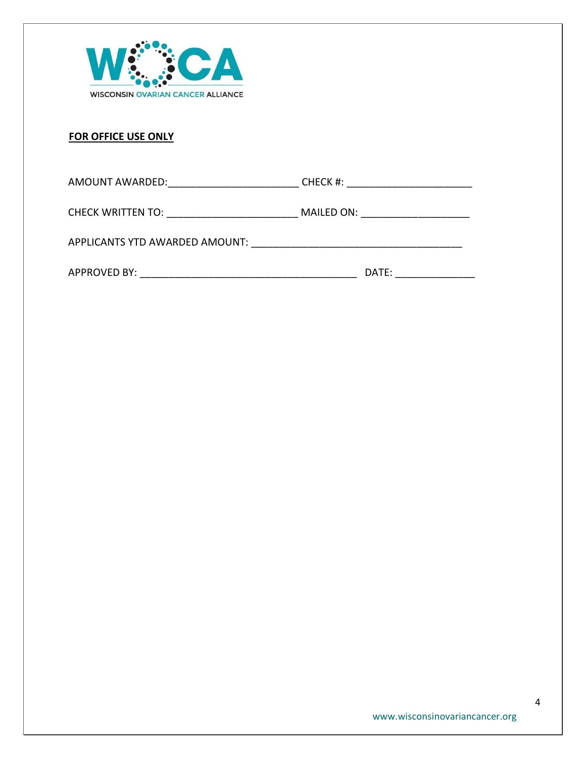WISCONSIN OVARIAN CANCER ALLIANCE

**FOR OFFICE USE ONLY**

AMOUNT AWARDED:_______________________ CHECK #: ______________________

CHECK WRITTEN TO: _______________________ MAILED ON: ___________________

APPLICANTS YTD AWARDED AMOUNT: _____________________________________

APPROVED BY: _______________________________________ DATE: ______________

www.wisconsinovariancancer.org